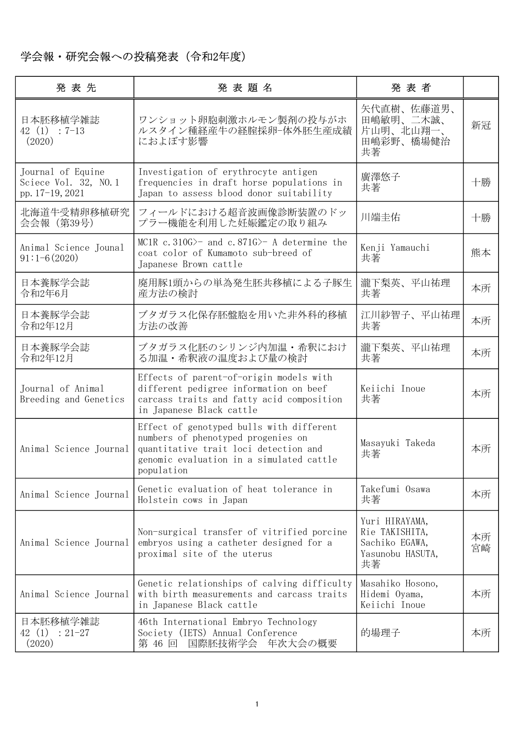学会報・研究会報への投稿発表（令和2年度）

| 発 表 先 | 発 表 題 名 | 発 表 者 | |
|---|---|---|---|
| 日本胚移植学雑誌<br>42 (1) ：7-13<br>（2020） | ワンショット卵胞刺激ホルモン製剤の投与がホルスタイン種経産牛の経膣採卵-体外胚生産成績におよぼす影響 | 矢代直樹、佐藤道男、田嶋敏明、二木誠、片山明、北山翔一、田嶋彩野、橋場健治<br>共著 | 新冠 |
| Journal of Equine Sciece Vol. 32, NO.1 pp.17-19,2021 | Investigation of erythrocyte antigen frequencies in draft horse populations in Japan to assess blood donor suitability | 廣澤悠子<br>共著 | 十勝 |
| 北海道牛受精卵移植研究会会報（第39号） | フィールドにおける超音波画像診断装置のドップラー機能を利用した妊娠鑑定の取り組み | 川端圭佑 | 十勝 |
| Animal Science Jounal<br>91:1-6(2020) | MC1R c.310G>- and c.871G>- A determine the coat color of Kumamoto sub-breed of Japanese Brown cattle | Kenji Yamauchi<br>共著 | 熊本 |
| 日本養豚学会誌<br>令和2年6月 | 廃用豚1頭からの単為発生胚共移植による子豚生産方法の検討 | 瀧下梨英、平山祐理<br>共著 | 本所 |
| 日本養豚学会誌<br>令和2年12月 | ブタガラス化保存胚盤胞を用いた非外科的移植方法の改善 | 江川紗智子、平山祐理<br>共著 | 本所 |
| 日本養豚学会誌<br>令和2年12月 | ブタガラス化胚のシリンジ内加温・希釈における加温・希釈液の温度および量の検討 | 瀧下梨英、平山祐理<br>共著 | 本所 |
| Journal of Animal Breeding and Genetics | Effects of parent-of-origin models with different pedigree information on beef carcass traits and fatty acid composition in Japanese Black cattle | Keiichi Inoue<br>共著 | 本所 |
| Animal Science Journal | Effect of genotyped bulls with different numbers of phenotyped progenies on quantitative trait loci detection and genomic evaluation in a simulated cattle population | Masayuki Takeda<br>共著 | 本所 |
| Animal Science Journal | Genetic evaluation of heat tolerance in Holstein cows in Japan | Takefumi Osawa<br>共著 | 本所 |
| Animal Science Journal | Non-surgical transfer of vitrified porcine embryos using a catheter designed for a proximal site of the uterus | Yuri HIRAYAMA,<br>Rie TAKISHITA,<br>Sachiko EGAWA,<br>Yasunobu HASUTA,<br>共著 | 本所<br>宮崎 |
| Animal Science Journal | Genetic relationships of calving difficulty with birth measurements and carcass traits in Japanese Black cattle | Masahiko Hosono,<br>Hidemi Oyama,<br>Keiichi Inoue | 本所 |
| 日本胚移植学雑誌<br>42 (1) ：21-27<br>（2020） | 46th International Embryo Technology Society (IETS) Annual Conference<br>第 46 回　国際胚技術学会　年次大会の概要 | 的場理子 | 本所 |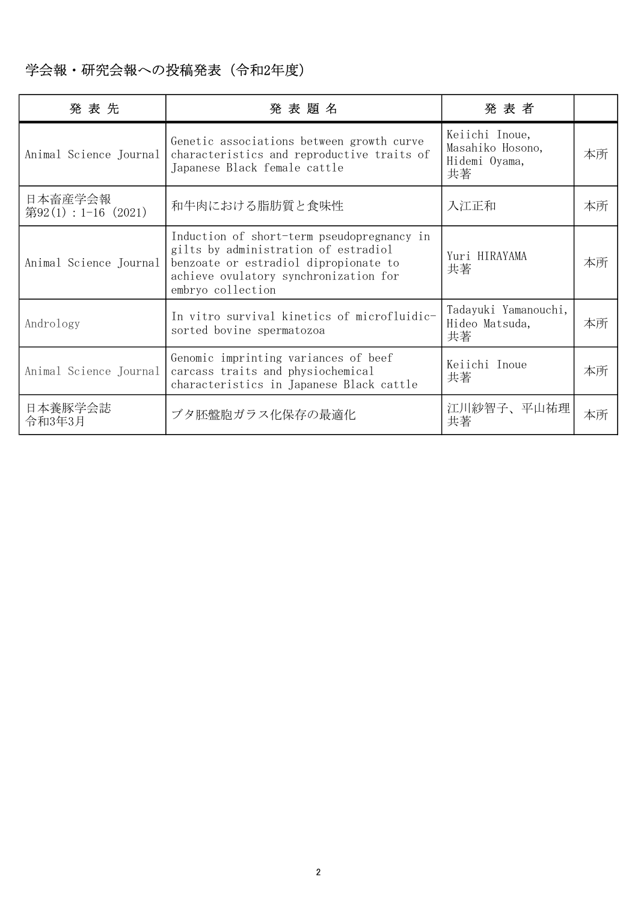## 学会報・研究会報への投稿発表（令和2年度）

| 発 表 先 | 発 表 題 名 | 発 表 者 | |
|---|---|---|---|
| Animal Science Journal | Genetic associations between growth curve characteristics and reproductive traits of Japanese Black female cattle | Keiichi Inoue, Masahiko Hosono, Hidemi Oyama, 共著 | 本所 |
| 日本畜産学会報<br>第92(1)：1-16 (2021) | 和牛肉における脂肪質と食味性 | 入江正和 | 本所 |
| Animal Science Journal | Induction of short-term pseudopregnancy in gilts by administration of estradiol benzoate or estradiol dipropionate to achieve ovulatory synchronization for embryo collection | Yuri HIRAYAMA<br>共著 | 本所 |
| Andrology | In vitro survival kinetics of microfluidic-sorted bovine spermatozoa | Tadayuki Yamanouchi, Hideo Matsuda,<br>共著 | 本所 |
| Animal Science Journal | Genomic imprinting variances of beef carcass traits and physiochemical characteristics in Japanese Black cattle | Keiichi Inoue<br>共著 | 本所 |
| 日本養豚学会誌<br>令和3年3月 | ブタ胚盤胞ガラス化保存の最適化 | 江川紗智子、平山祐理<br>共著 | 本所 |